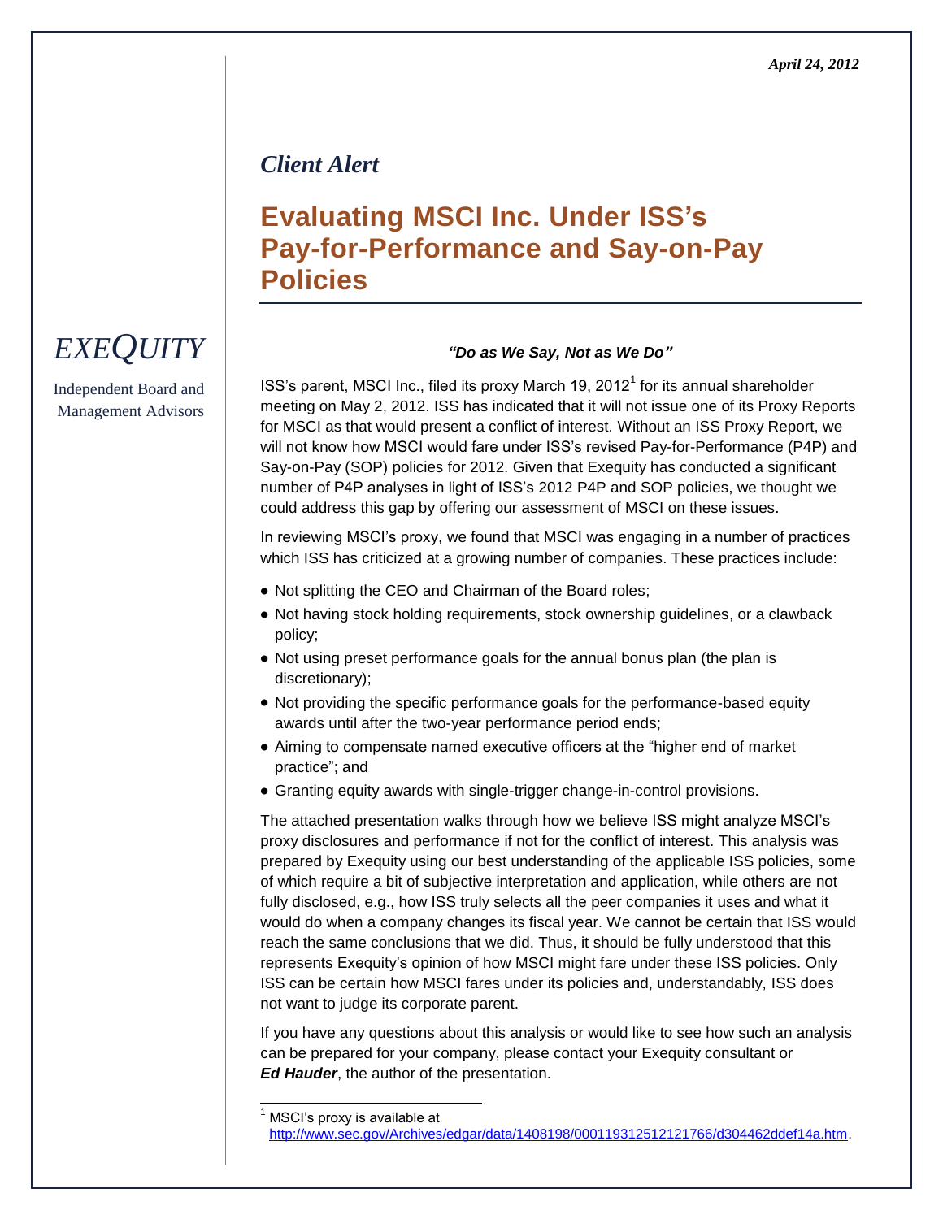*April 24, 2012*

# *Client Alert*

# Evaluating MSCI Inc. Under ISS's Pay-for-Performance and Say-on-Pay Policies

*EXEQUITY*

Independent Board and Management Advisors

***"Do as We Say, Not as We Do"***

ISS's parent, MSCI Inc., filed its proxy March 19, 2012[1] for its annual shareholder meeting on May 2, 2012. ISS has indicated that it will not issue one of its Proxy Reports for MSCI as that would present a conflict of interest. Without an ISS Proxy Report, we will not know how MSCI would fare under ISS's revised Pay-for-Performance (P4P) and Say-on-Pay (SOP) policies for 2012. Given that Exequity has conducted a significant number of P4P analyses in light of ISS's 2012 P4P and SOP policies, we thought we could address this gap by offering our assessment of MSCI on these issues.

In reviewing MSCI's proxy, we found that MSCI was engaging in a number of practices which ISS has criticized at a growing number of companies. These practices include:

- Not splitting the CEO and Chairman of the Board roles;
- Not having stock holding requirements, stock ownership guidelines, or a clawback policy;
- Not using preset performance goals for the annual bonus plan (the plan is discretionary);
- Not providing the specific performance goals for the performance-based equity awards until after the two-year performance period ends;
- Aiming to compensate named executive officers at the "higher end of market practice"; and
- Granting equity awards with single-trigger change-in-control provisions.

The attached presentation walks through how we believe ISS might analyze MSCI's proxy disclosures and performance if not for the conflict of interest. This analysis was prepared by Exequity using our best understanding of the applicable ISS policies, some of which require a bit of subjective interpretation and application, while others are not fully disclosed, e.g., how ISS truly selects all the peer companies it uses and what it would do when a company changes its fiscal year. We cannot be certain that ISS would reach the same conclusions that we did. Thus, it should be fully understood that this represents Exequity's opinion of how MSCI might fare under these ISS policies. Only ISS can be certain how MSCI fares under its policies and, understandably, ISS does not want to judge its corporate parent.

If you have any questions about this analysis or would like to see how such an analysis can be prepared for your company, please contact your Exequity consultant or ***Ed Hauder***, the author of the presentation.

[1] MSCI's proxy is available at http://www.sec.gov/Archives/edgar/data/1408198/000119312512121766/d304462ddef14a.htm.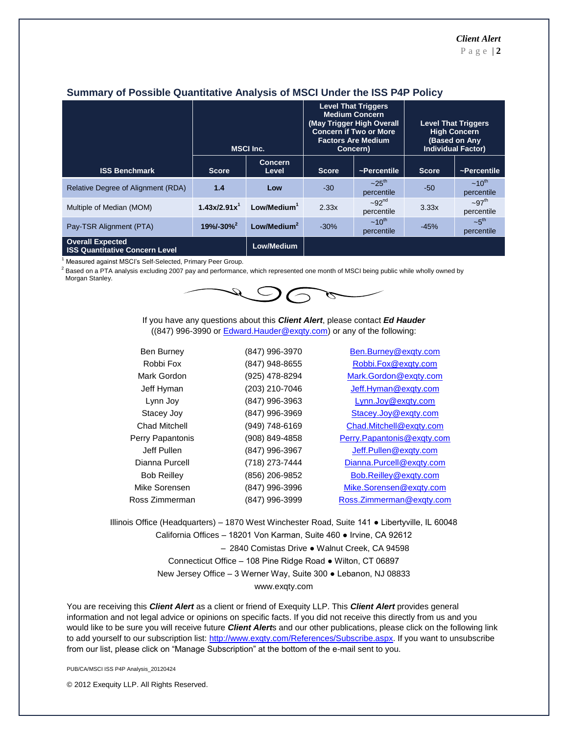## Summary of Possible Quantitative Analysis of MSCI Under the ISS P4P Policy

| ISS Benchmark | MSCI Inc. | | Level That Triggers Medium Concern (May Trigger High Overall Concern if Two or More Factors Are Medium Concern) | | Level That Triggers High Concern (Based on Any Individual Factor) | |
|---|---|---|---|---|---|---|
| | **Score** | **Concern Level** | **Score** | **~Percentile** | **Score** | **~Percentile** |
| Relative Degree of Alignment (RDA) | **1.4** | **Low** | -30 | ~25th percentile | -50 | ~10th percentile |
| Multiple of Median (MOM) | **1.43x/2.91x[1]** | **Low/Medium[1]** | 2.33x | ~92nd percentile | 3.33x | ~97th percentile |
| Pay-TSR Alignment (PTA) | **19%/-30%[2]** | **Low/Medium[2]** | -30% | ~10th percentile | -45% | ~5th percentile |
| **Overall Expected ISS Quantitative Concern Level** | | **Low/Medium** | | | | |

[1] Measured against MSCI's Self-Selected, Primary Peer Group.

[2] Based on a PTA analysis excluding 2007 pay and performance, which represented one month of MSCI being public while wholly owned by Morgan Stanley.

If you have any questions about this ***Client Alert***, please contact ***Ed Hauder*** ((847) 996-3990 or Edward.Hauder@exqty.com) or any of the following:

| | | |
|---|---|---|
| Ben Burney | (847) 996-3970 | Ben.Burney@exqty.com |
| Robbi Fox | (847) 948-8655 | Robbi.Fox@exqty.com |
| Mark Gordon | (925) 478-8294 | Mark.Gordon@exqty.com |
| Jeff Hyman | (203) 210-7046 | Jeff.Hyman@exqty.com |
| Lynn Joy | (847) 996-3963 | Lynn.Joy@exqty.com |
| Stacey Joy | (847) 996-3969 | Stacey.Joy@exqty.com |
| Chad Mitchell | (949) 748-6169 | Chad.Mitchell@exqty.com |
| Perry Papantonis | (908) 849-4858 | Perry.Papantonis@exqty.com |
| Jeff Pullen | (847) 996-3967 | Jeff.Pullen@exqty.com |
| Dianna Purcell | (718) 273-7444 | Dianna.Purcell@exqty.com |
| Bob Reilley | (856) 206-9852 | Bob.Reilley@exqty.com |
| Mike Sorensen | (847) 996-3996 | Mike.Sorensen@exqty.com |
| Ross Zimmerman | (847) 996-3999 | Ross.Zimmerman@exqty.com |

Illinois Office (Headquarters) – 1870 West Winchester Road, Suite 141 ● Libertyville, IL 60048
California Offices – 18201 Von Karman, Suite 460 ● Irvine, CA 92612
– 2840 Comistas Drive ● Walnut Creek, CA 94598
Connecticut Office – 108 Pine Ridge Road ● Wilton, CT 06897
New Jersey Office – 3 Werner Way, Suite 300 ● Lebanon, NJ 08833
www.exqty.com

You are receiving this ***Client Alert*** as a client or friend of Exequity LLP. This ***Client Alert*** provides general information and not legal advice or opinions on specific facts. If you did not receive this directly from us and you would like to be sure you will receive future ***Client Alert***s and our other publications, please click on the following link to add yourself to our subscription list: http://www.exqty.com/References/Subscribe.aspx. If you want to unsubscribe from our list, please click on "Manage Subscription" at the bottom of the e-mail sent to you.

PUB/CA/MSCI ISS P4P Analysis_20120424

© 2012 Exequity LLP. All Rights Reserved.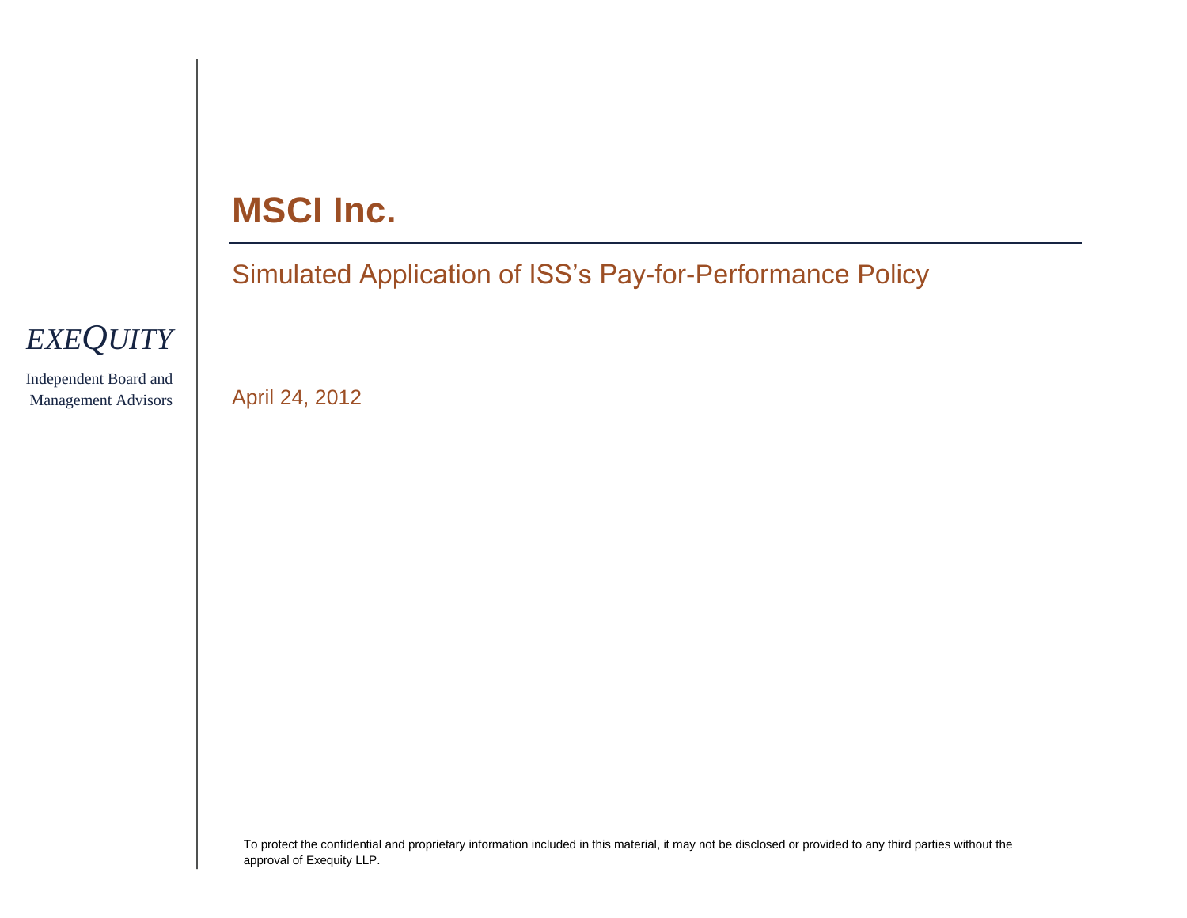# MSCI Inc.

## Simulated Application of ISS's Pay-for-Performance Policy

*EXEQUITY*

Independent Board and Management Advisors

April 24, 2012

To protect the confidential and proprietary information included in this material, it may not be disclosed or provided to any third parties without the approval of Exequity LLP.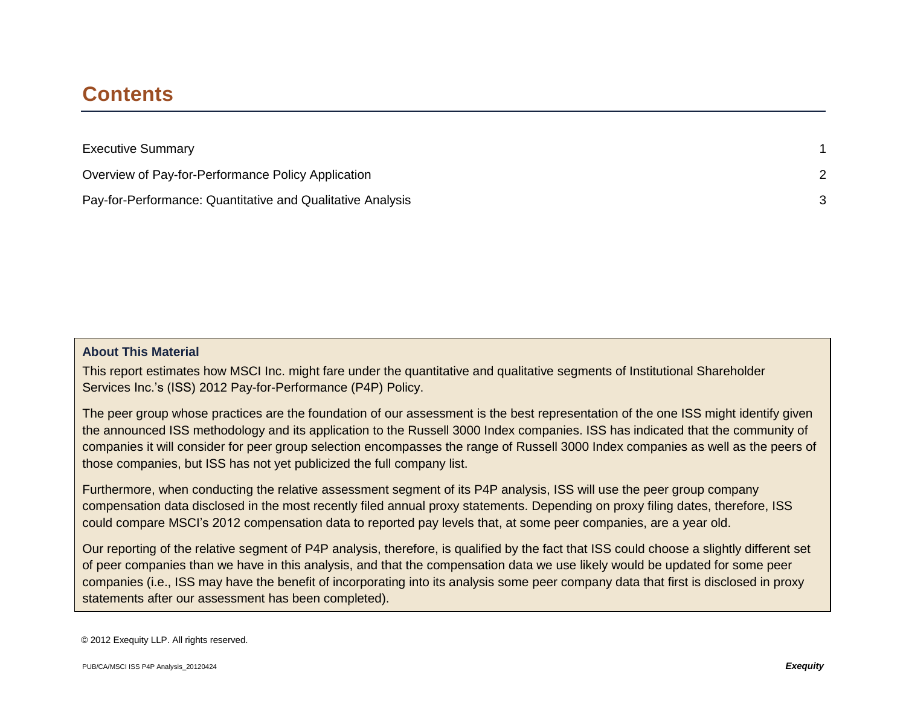# Contents

| | |
|---|---|
| Executive Summary | 1 |
| Overview of Pay-for-Performance Policy Application | 2 |
| Pay-for-Performance: Quantitative and Qualitative Analysis | 3 |

**About This Material**

This report estimates how MSCI Inc. might fare under the quantitative and qualitative segments of Institutional Shareholder Services Inc.'s (ISS) 2012 Pay-for-Performance (P4P) Policy.

The peer group whose practices are the foundation of our assessment is the best representation of the one ISS might identify given the announced ISS methodology and its application to the Russell 3000 Index companies. ISS has indicated that the community of companies it will consider for peer group selection encompasses the range of Russell 3000 Index companies as well as the peers of those companies, but ISS has not yet publicized the full company list.

Furthermore, when conducting the relative assessment segment of its P4P analysis, ISS will use the peer group company compensation data disclosed in the most recently filed annual proxy statements. Depending on proxy filing dates, therefore, ISS could compare MSCI's 2012 compensation data to reported pay levels that, at some peer companies, are a year old.

Our reporting of the relative segment of P4P analysis, therefore, is qualified by the fact that ISS could choose a slightly different set of peer companies than we have in this analysis, and that the compensation data we use likely would be updated for some peer companies (i.e., ISS may have the benefit of incorporating into its analysis some peer company data that first is disclosed in proxy statements after our assessment has been completed).

© 2012 Exequity LLP. All rights reserved.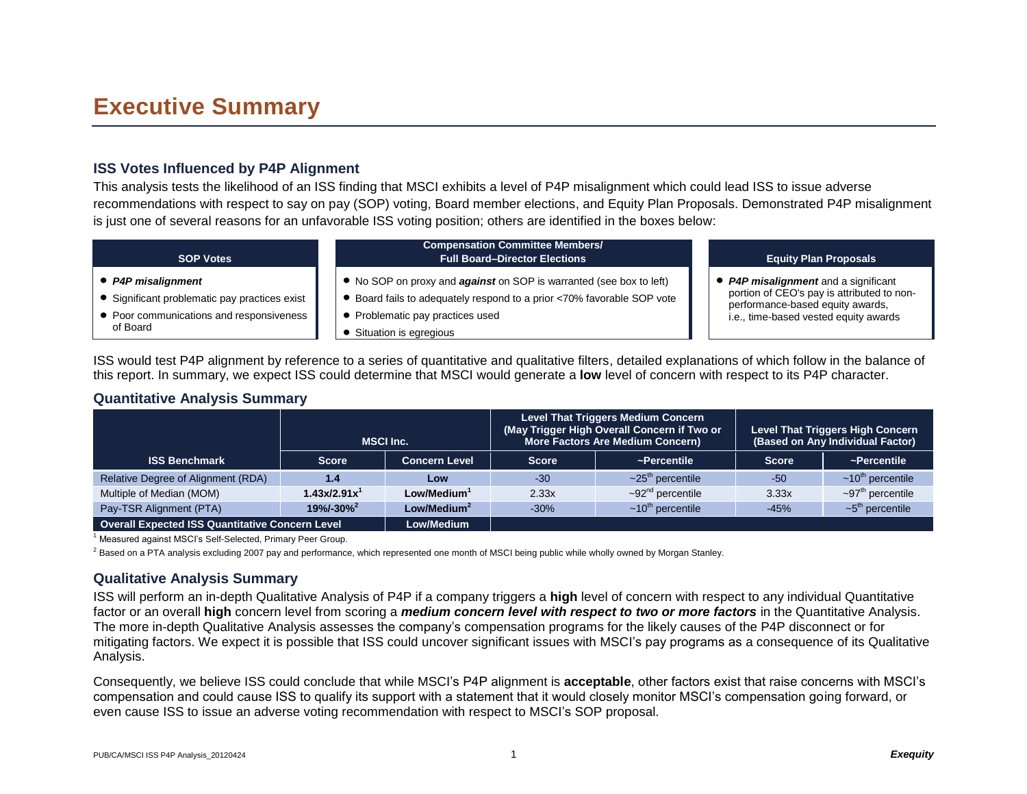# Executive Summary

### ISS Votes Influenced by P4P Alignment

This analysis tests the likelihood of an ISS finding that MSCI exhibits a level of P4P misalignment which could lead ISS to issue adverse recommendations with respect to say on pay (SOP) voting, Board member elections, and Equity Plan Proposals. Demonstrated P4P misalignment is just one of several reasons for an unfavorable ISS voting position; others are identified in the boxes below:

**SOP Votes**

- ***P4P misalignment***
- Significant problematic pay practices exist
- Poor communications and responsiveness of Board

**Compensation Committee Members/ Full Board–Director Elections**

- No SOP on proxy and ***against*** on SOP is warranted (see box to left)
- Board fails to adequately respond to a prior <70% favorable SOP vote
- Problematic pay practices used
- Situation is egregious

**Equity Plan Proposals**

- ***P4P misalignment*** and a significant portion of CEO's pay is attributed to non-performance-based equity awards, i.e., time-based vested equity awards

ISS would test P4P alignment by reference to a series of quantitative and qualitative filters, detailed explanations of which follow in the balance of this report. In summary, we expect ISS could determine that MSCI would generate a **low** level of concern with respect to its P4P character.

### Quantitative Analysis Summary

| ISS Benchmark | MSCI Inc. | | Level That Triggers Medium Concern (May Trigger High Overall Concern if Two or More Factors Are Medium Concern) | | Level That Triggers High Concern (Based on Any Individual Factor) | |
|---|---|---|---|---|---|---|
| | Score | Concern Level | Score | ~Percentile | Score | ~Percentile |
| Relative Degree of Alignment (RDA) | **1.4** | **Low** | -30 | ~25th percentile | -50 | ~10th percentile |
| Multiple of Median (MOM) | **1.43x/2.91x**[1] | **Low/Medium**[1] | 2.33x | ~92nd percentile | 3.33x | ~97th percentile |
| Pay-TSR Alignment (PTA) | **19%/-30%**[2] | **Low/Medium**[2] | -30% | ~10th percentile | -45% | ~5th percentile |
| **Overall Expected ISS Quantitative Concern Level** | | **Low/Medium** | | | | |

[1] Measured against MSCI's Self-Selected, Primary Peer Group.

[2] Based on a PTA analysis excluding 2007 pay and performance, which represented one month of MSCI being public while wholly owned by Morgan Stanley.

### Qualitative Analysis Summary

ISS will perform an in-depth Qualitative Analysis of P4P if a company triggers a **high** level of concern with respect to any individual Quantitative factor or an overall **high** concern level from scoring a ***medium concern level with respect to two or more factors*** in the Quantitative Analysis. The more in-depth Qualitative Analysis assesses the company's compensation programs for the likely causes of the P4P disconnect or for mitigating factors. We expect it is possible that ISS could uncover significant issues with MSCI's pay programs as a consequence of its Qualitative Analysis.

Consequently, we believe ISS could conclude that while MSCI's P4P alignment is **acceptable**, other factors exist that raise concerns with MSCI's compensation and could cause ISS to qualify its support with a statement that it would closely monitor MSCI's compensation going forward, or even cause ISS to issue an adverse voting recommendation with respect to MSCI's SOP proposal.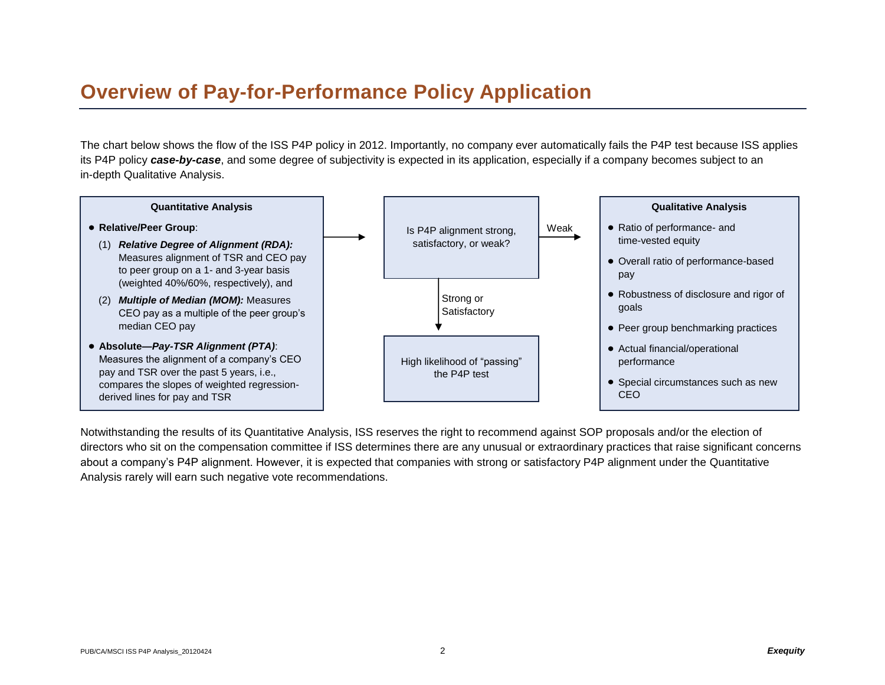# Overview of Pay-for-Performance Policy Application

The chart below shows the flow of the ISS P4P policy in 2012. Importantly, no company ever automatically fails the P4P test because ISS applies its P4P policy ***case-by-case***, and some degree of subjectivity is expected in its application, especially if a company becomes subject to an in-depth Qualitative Analysis.

**Quantitative Analysis**

- **Relative/Peer Group**:
  1. ***Relative Degree of Alignment (RDA):*** Measures alignment of TSR and CEO pay to peer group on a 1- and 3-year basis (weighted 40%/60%, respectively), and
  2. ***Multiple of Median (MOM):*** Measures CEO pay as a multiple of the peer group's median CEO pay
- **Absolute—*Pay-TSR Alignment (PTA)***: Measures the alignment of a company's CEO pay and TSR over the past 5 years, i.e., compares the slopes of weighted regression-derived lines for pay and TSR

→ Is P4P alignment strong, satisfactory, or weak?

- Strong or Satisfactory → High likelihood of "passing" the P4P test
- Weak → Qualitative Analysis

**Qualitative Analysis**

- Ratio of performance- and time-vested equity
- Overall ratio of performance-based pay
- Robustness of disclosure and rigor of goals
- Peer group benchmarking practices
- Actual financial/operational performance
- Special circumstances such as new CEO

Notwithstanding the results of its Quantitative Analysis, ISS reserves the right to recommend against SOP proposals and/or the election of directors who sit on the compensation committee if ISS determines there are any unusual or extraordinary practices that raise significant concerns about a company's P4P alignment. However, it is expected that companies with strong or satisfactory P4P alignment under the Quantitative Analysis rarely will earn such negative vote recommendations.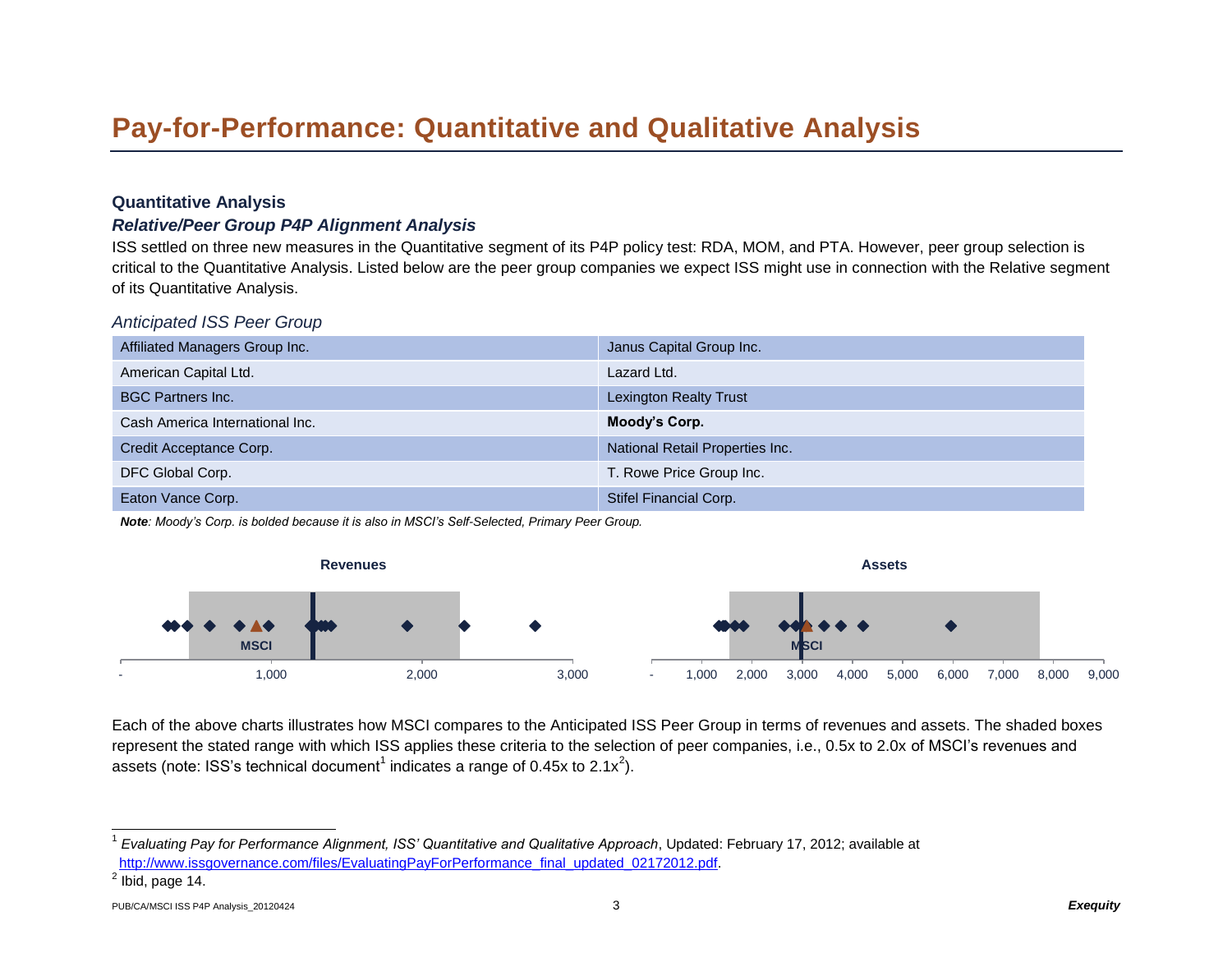# Pay-for-Performance: Quantitative and Qualitative Analysis

## Quantitative Analysis

### *Relative/Peer Group P4P Alignment Analysis*

ISS settled on three new measures in the Quantitative segment of its P4P policy test: RDA, MOM, and PTA. However, peer group selection is critical to the Quantitative Analysis. Listed below are the peer group companies we expect ISS might use in connection with the Relative segment of its Quantitative Analysis.

*Anticipated ISS Peer Group*

| | |
|---|---|
| Affiliated Managers Group Inc. | Janus Capital Group Inc. |
| American Capital Ltd. | Lazard Ltd. |
| BGC Partners Inc. | Lexington Realty Trust |
| Cash America International Inc. | **Moody's Corp.** |
| Credit Acceptance Corp. | National Retail Properties Inc. |
| DFC Global Corp. | T. Rowe Price Group Inc. |
| Eaton Vance Corp. | Stifel Financial Corp. |

***Note**: Moody's Corp. is bolded because it is also in MSCI's Self-Selected, Primary Peer Group.*

**Revenues**

MSCI

- 1,000 2,000 3,000

**Assets**

MSCI

- 1,000 2,000 3,000 4,000 5,000 6,000 7,000 8,000 9,000

Each of the above charts illustrates how MSCI compares to the Anticipated ISS Peer Group in terms of revenues and assets. The shaded boxes represent the stated range with which ISS applies these criteria to the selection of peer companies, i.e., 0.5x to 2.0x of MSCI's revenues and assets (note: ISS's technical document[1] indicates a range of 0.45x to 2.1x[2]).

---

[1] *Evaluating Pay for Performance Alignment, ISS' Quantitative and Qualitative Approach*, Updated: February 17, 2012; available at http://www.issgovernance.com/files/EvaluatingPayForPerformance_final_updated_02172012.pdf.

[2] Ibid, page 14.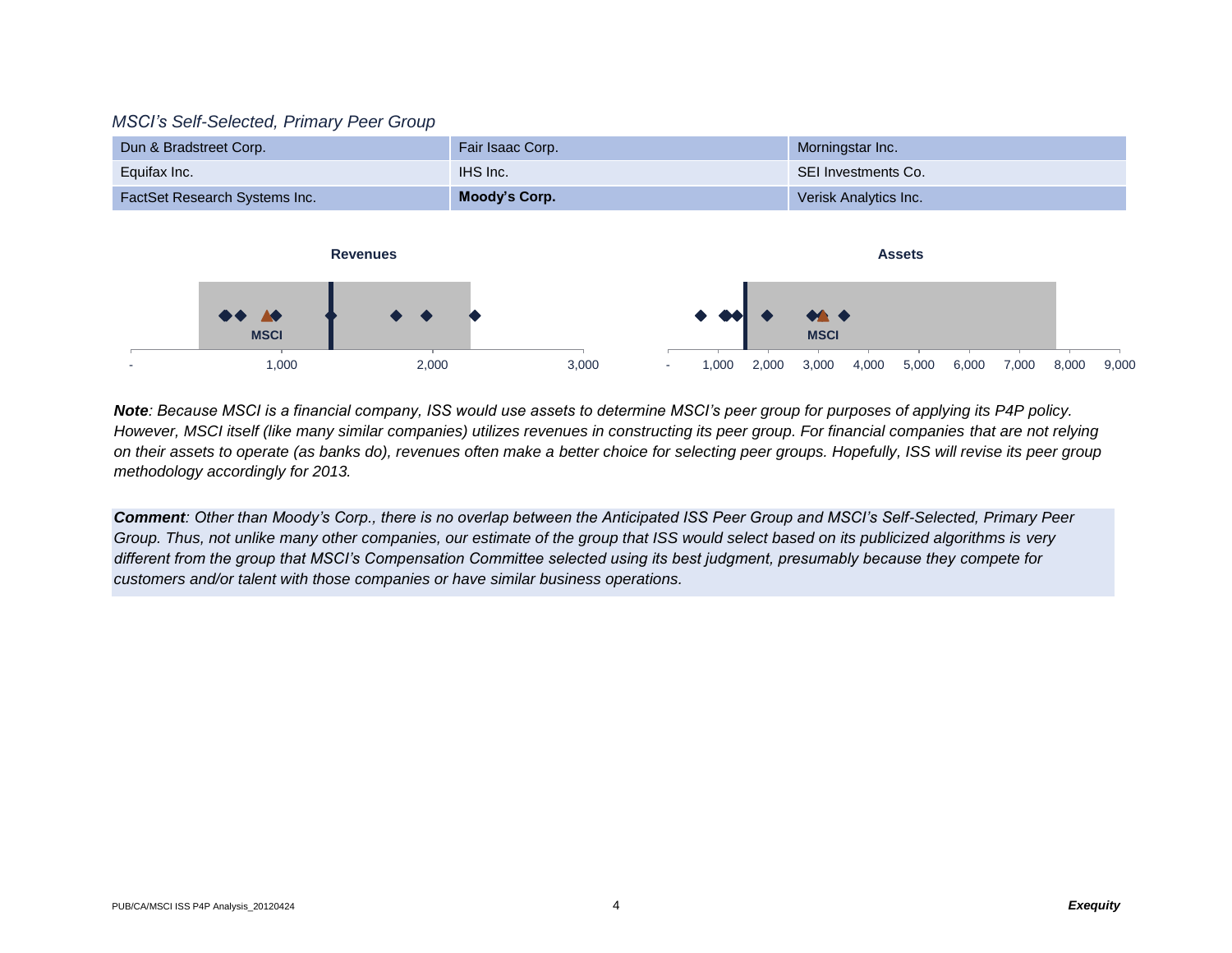*MSCI's Self-Selected, Primary Peer Group*

| | | |
|---|---|---|
| Dun & Bradstreet Corp. | Fair Isaac Corp. | Morningstar Inc. |
| Equifax Inc. | IHS Inc. | SEI Investments Co. |
| FactSet Research Systems Inc. | **Moody's Corp.** | Verisk Analytics Inc. |

**Revenues**

MSCI

- 1,000 2,000 3,000

**Assets**

MSCI

- 1,000 2,000 3,000 4,000 5,000 6,000 7,000 8,000 9,000

***Note****: Because MSCI is a financial company, ISS would use assets to determine MSCI's peer group for purposes of applying its P4P policy. However, MSCI itself (like many similar companies) utilizes revenues in constructing its peer group. For financial companies that are not relying on their assets to operate (as banks do), revenues often make a better choice for selecting peer groups. Hopefully, ISS will revise its peer group methodology accordingly for 2013.*

***Comment****: Other than Moody's Corp., there is no overlap between the Anticipated ISS Peer Group and MSCI's Self-Selected, Primary Peer Group. Thus, not unlike many other companies, our estimate of the group that ISS would select based on its publicized algorithms is very different from the group that MSCI's Compensation Committee selected using its best judgment, presumably because they compete for customers and/or talent with those companies or have similar business operations.*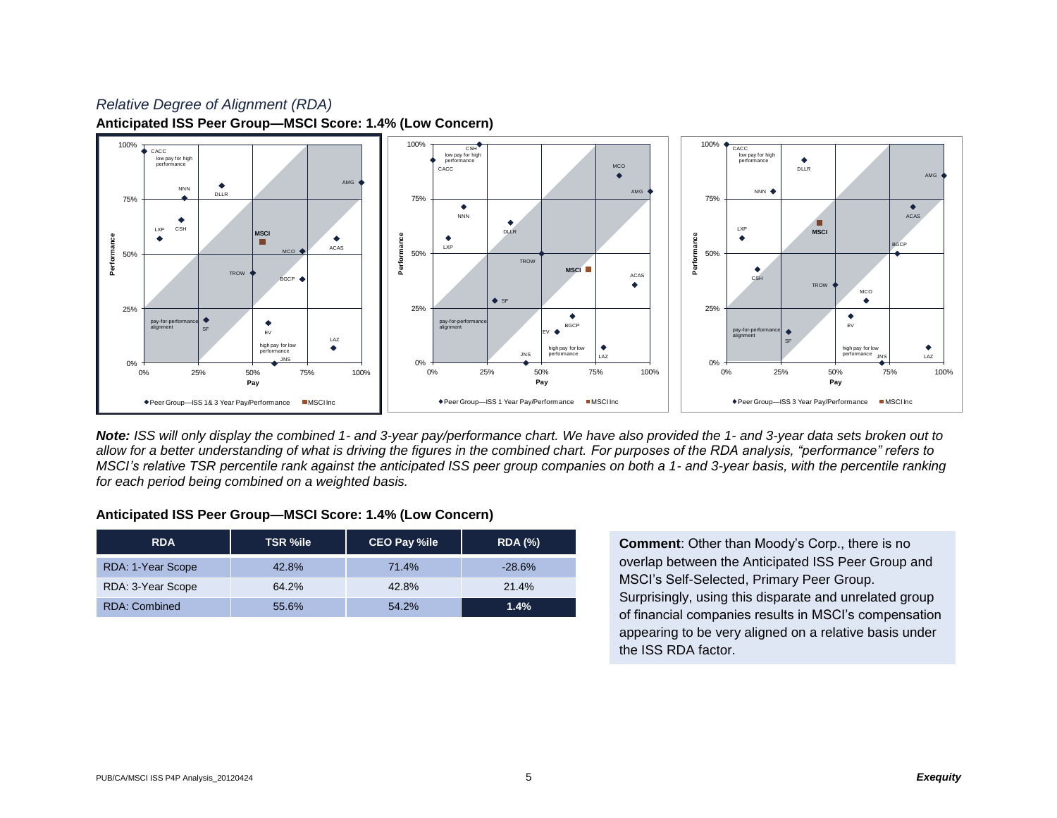*Relative Degree of Alignment (RDA)*

**Anticipated ISS Peer Group—MSCI Score: 1.4% (Low Concern)**

***Note:** ISS will only display the combined 1- and 3-year pay/performance chart. We have also provided the 1- and 3-year data sets broken out to allow for a better understanding of what is driving the figures in the combined chart. For purposes of the RDA analysis, "performance" refers to MSCI's relative TSR percentile rank against the anticipated ISS peer group companies on both a 1- and 3-year basis, with the percentile ranking for each period being combined on a weighted basis.*

**Anticipated ISS Peer Group—MSCI Score: 1.4% (Low Concern)**

| RDA | TSR %ile | CEO Pay %ile | RDA (%) |
|---|---|---|---|
| RDA: 1-Year Scope | 42.8% | 71.4% | -28.6% |
| RDA: 3-Year Scope | 64.2% | 42.8% | 21.4% |
| RDA: Combined | 55.6% | 54.2% | **1.4%** |

**Comment**: Other than Moody's Corp., there is no overlap between the Anticipated ISS Peer Group and MSCI's Self-Selected, Primary Peer Group. Surprisingly, using this disparate and unrelated group of financial companies results in MSCI's compensation appearing to be very aligned on a relative basis under the ISS RDA factor.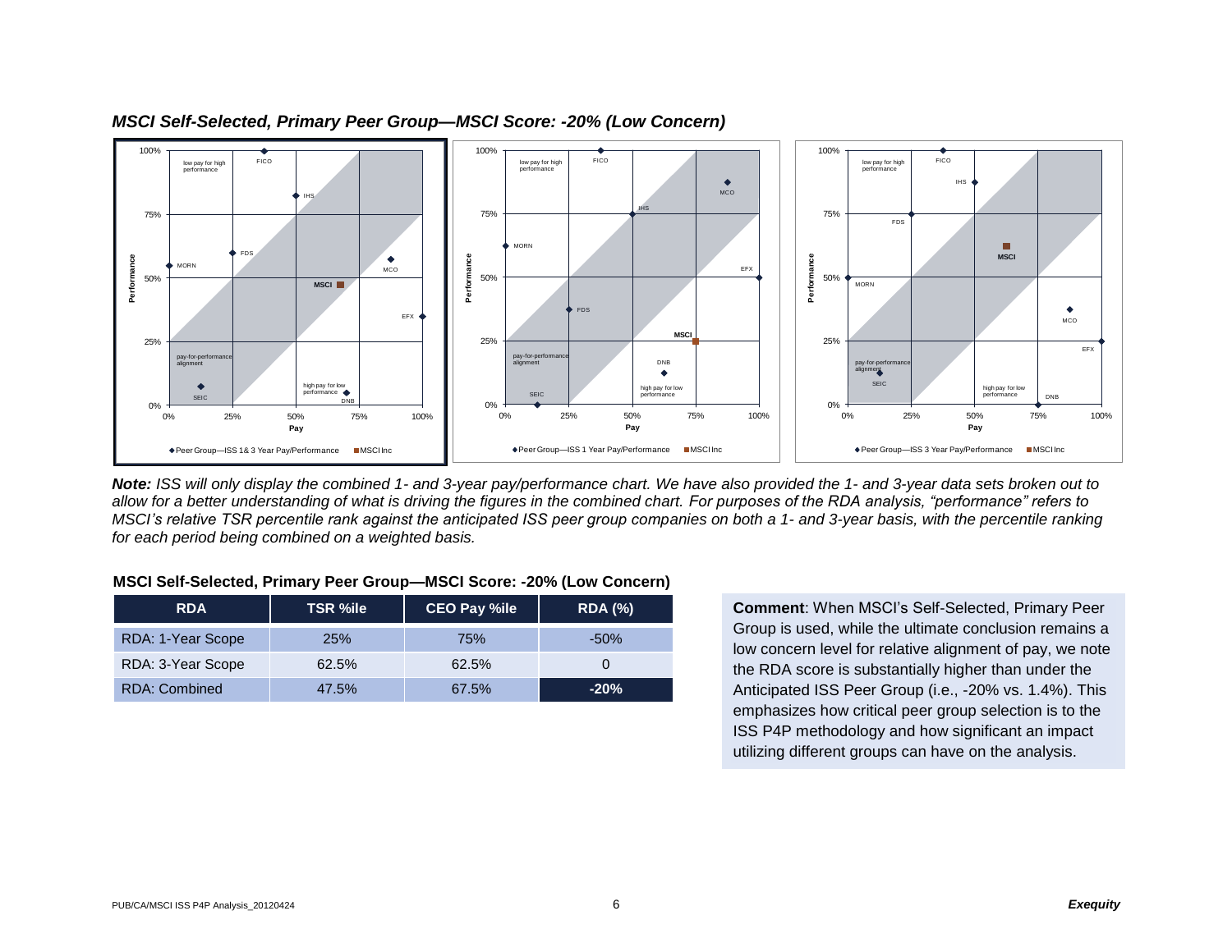### *MSCI Self-Selected, Primary Peer Group—MSCI Score: -20% (Low Concern)*

*__Note:__ ISS will only display the combined 1- and 3-year pay/performance chart. We have also provided the 1- and 3-year data sets broken out to allow for a better understanding of what is driving the figures in the combined chart. For purposes of the RDA analysis, "performance" refers to MSCI's relative TSR percentile rank against the anticipated ISS peer group companies on both a 1- and 3-year basis, with the percentile ranking for each period being combined on a weighted basis.*

**MSCI Self-Selected, Primary Peer Group—MSCI Score: -20% (Low Concern)**

| RDA | TSR %ile | CEO Pay %ile | RDA (%) |
|---|---|---|---|
| RDA: 1-Year Scope | 25% | 75% | -50% |
| RDA: 3-Year Scope | 62.5% | 62.5% | 0 |
| RDA: Combined | 47.5% | 67.5% | **-20%** |

**Comment**: When MSCI's Self-Selected, Primary Peer Group is used, while the ultimate conclusion remains a low concern level for relative alignment of pay, we note the RDA score is substantially higher than under the Anticipated ISS Peer Group (i.e., -20% vs. 1.4%). This emphasizes how critical peer group selection is to the ISS P4P methodology and how significant an impact utilizing different groups can have on the analysis.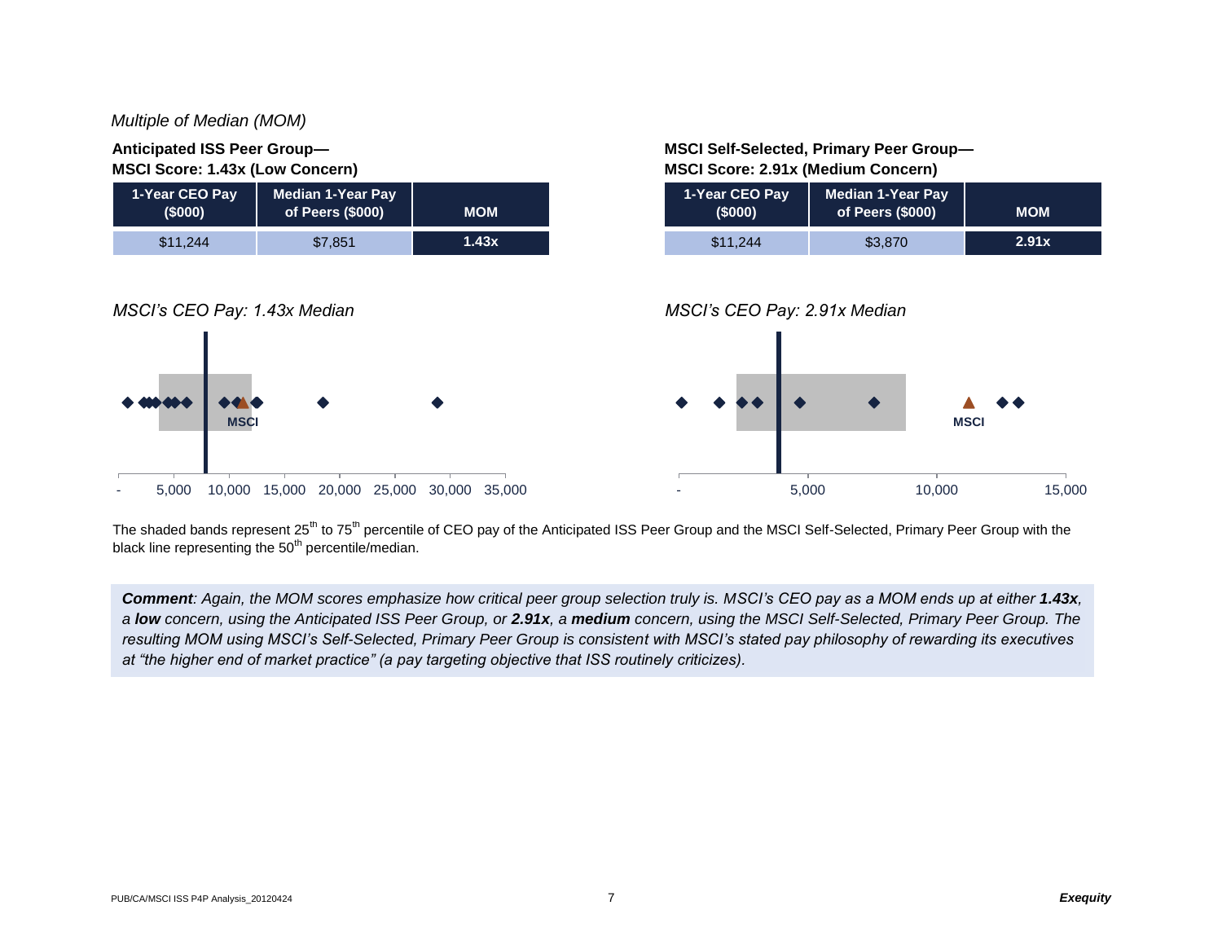*Multiple of Median (MOM)*

**Anticipated ISS Peer Group—**
**MSCI Score: 1.43x (Low Concern)**

| 1-Year CEO Pay ($000) | Median 1-Year Pay of Peers ($000) | MOM |
|---|---|---|
| $11,244 | $7,851 | **1.43x** |

**MSCI Self-Selected, Primary Peer Group—**
**MSCI Score: 2.91x (Medium Concern)**

| 1-Year CEO Pay ($000) | Median 1-Year Pay of Peers ($000) | MOM |
|---|---|---|
| $11,244 | $3,870 | **2.91x** |

*MSCI's CEO Pay: 1.43x Median*

*MSCI's CEO Pay: 2.91x Median*

The shaded bands represent 25th to 75th percentile of CEO pay of the Anticipated ISS Peer Group and the MSCI Self-Selected, Primary Peer Group with the black line representing the 50th percentile/median.

***Comment**: Again, the MOM scores emphasize how critical peer group selection truly is. MSCI's CEO pay as a MOM ends up at either **1.43x**, a **low** concern, using the Anticipated ISS Peer Group, or **2.91x**, a **medium** concern, using the MSCI Self-Selected, Primary Peer Group. The resulting MOM using MSCI's Self-Selected, Primary Peer Group is consistent with MSCI's stated pay philosophy of rewarding its executives at "the higher end of market practice" (a pay targeting objective that ISS routinely criticizes).*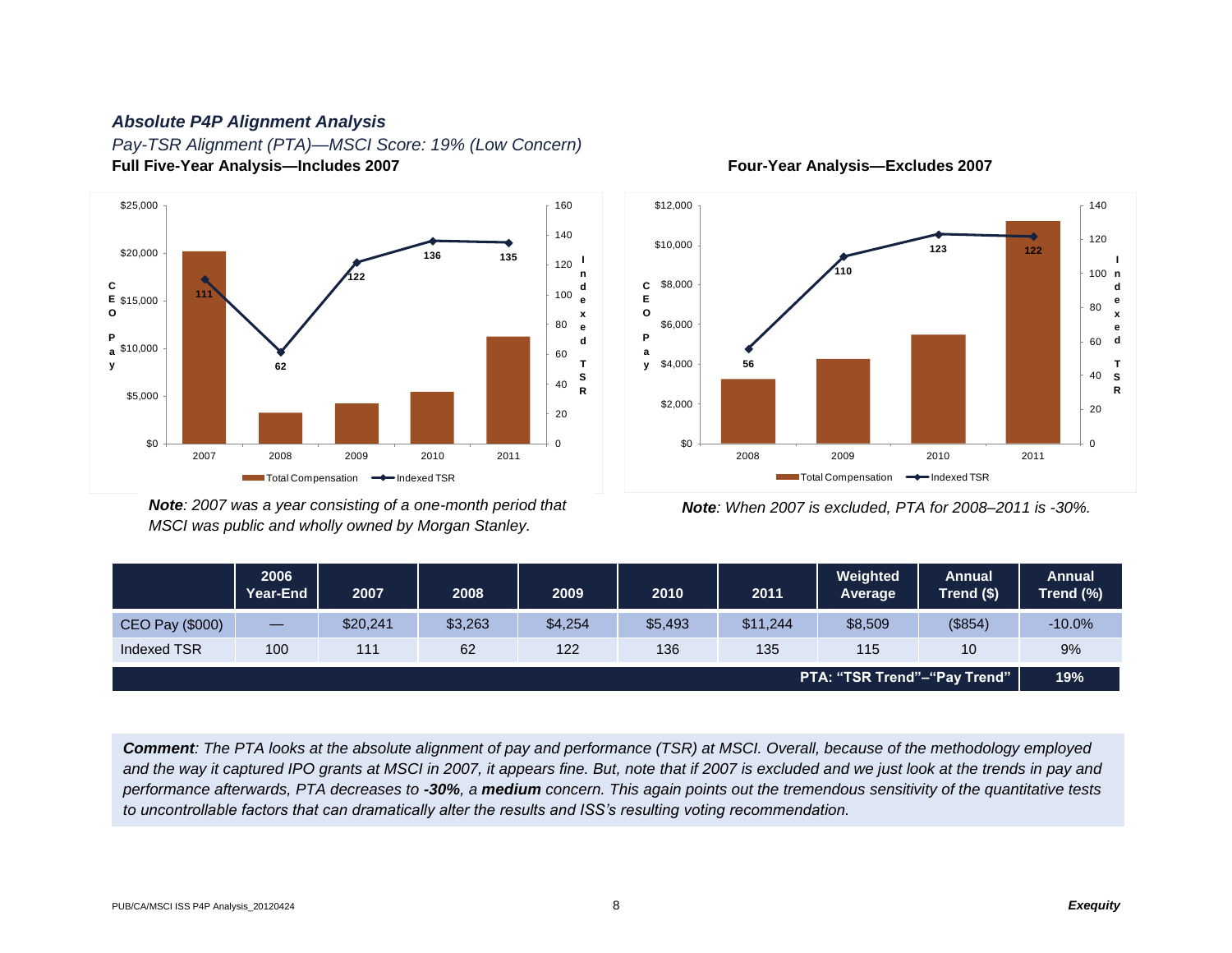### *Absolute P4P Alignment Analysis*

*Pay-TSR Alignment (PTA)—MSCI Score: 19% (Low Concern)*

**Full Five-Year Analysis—Includes 2007**

***Note****: 2007 was a year consisting of a one-month period that MSCI was public and wholly owned by Morgan Stanley.*

**Four-Year Analysis—Excludes 2007**

***Note****: When 2007 is excluded, PTA for 2008–2011 is -30%.*

| | 2006 Year-End | 2007 | 2008 | 2009 | 2010 | 2011 | Weighted Average | Annual Trend ($) | Annual Trend (%) |
|---|---|---|---|---|---|---|---|---|---|
| CEO Pay ($000) | — | $20,241 | $3,263 | $4,254 | $5,493 | $11,244 | $8,509 | ($854) | -10.0% |
| Indexed TSR | 100 | 111 | 62 | 122 | 136 | 135 | 115 | 10 | 9% |
| | | | | | | | | **PTA: "TSR Trend"–"Pay Trend"** | **19%** |

***Comment****: The PTA looks at the absolute alignment of pay and performance (TSR) at MSCI. Overall, because of the methodology employed and the way it captured IPO grants at MSCI in 2007, it appears fine. But, note that if 2007 is excluded and we just look at the trends in pay and performance afterwards, PTA decreases to* ***-30%****, a* ***medium*** *concern. This again points out the tremendous sensitivity of the quantitative tests to uncontrollable factors that can dramatically alter the results and ISS's resulting voting recommendation.*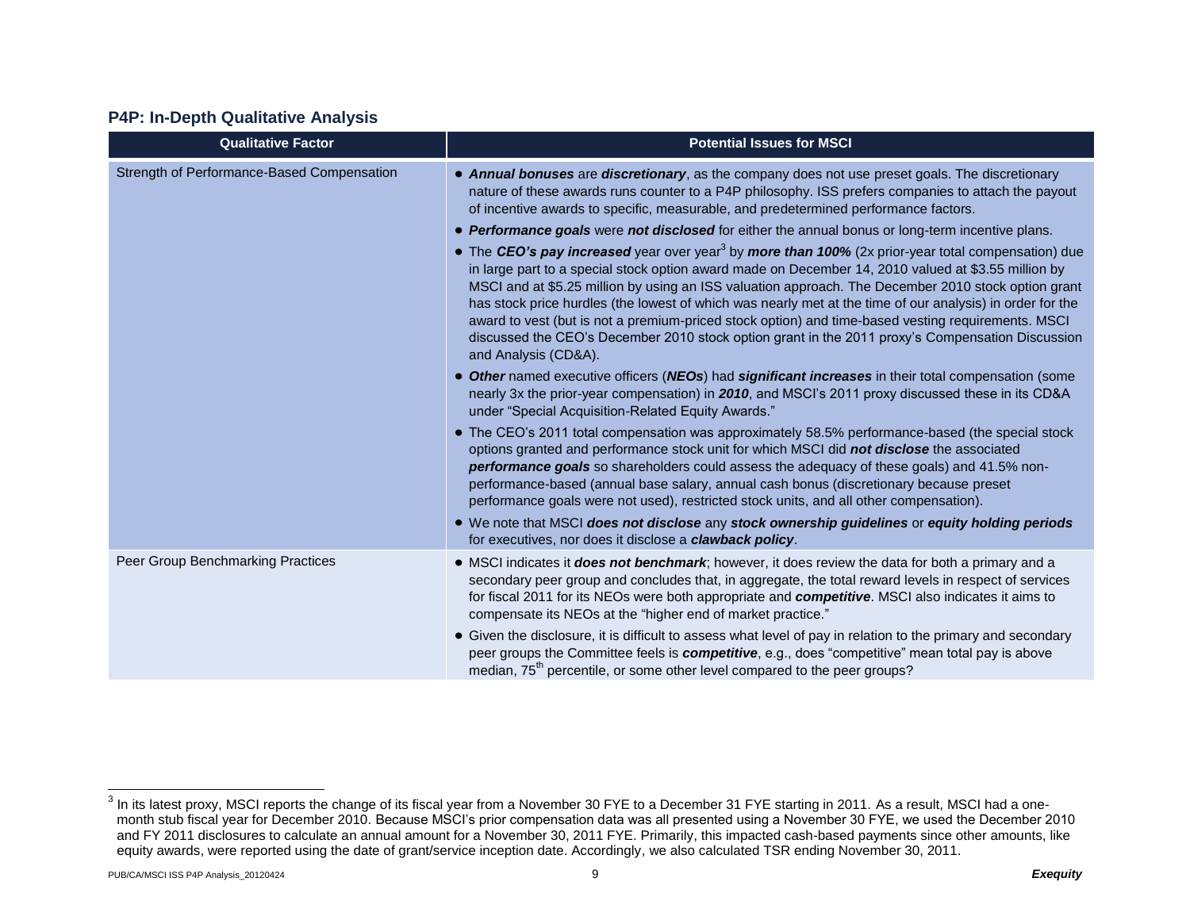### P4P: In-Depth Qualitative Analysis

| Qualitative Factor | Potential Issues for MSCI |
|---|---|
| Strength of Performance-Based Compensation | • ***Annual bonuses*** are ***discretionary***, as the company does not use preset goals. The discretionary nature of these awards runs counter to a P4P philosophy. ISS prefers companies to attach the payout of incentive awards to specific, measurable, and predetermined performance factors.<br>• ***Performance goals*** were ***not disclosed*** for either the annual bonus or long-term incentive plans.<br>• The ***CEO's pay increased*** year over year[3] by ***more than 100%*** (2x prior-year total compensation) due in large part to a special stock option award made on December 14, 2010 valued at $3.55 million by MSCI and at $5.25 million by using an ISS valuation approach. The December 2010 stock option grant has stock price hurdles (the lowest of which was nearly met at the time of our analysis) in order for the award to vest (but is not a premium-priced stock option) and time-based vesting requirements. MSCI discussed the CEO's December 2010 stock option grant in the 2011 proxy's Compensation Discussion and Analysis (CD&A).<br>• ***Other*** named executive officers (***NEOs***) had ***significant increases*** in their total compensation (some nearly 3x the prior-year compensation) in ***2010***, and MSCI's 2011 proxy discussed these in its CD&A under "Special Acquisition-Related Equity Awards."<br>• The CEO's 2011 total compensation was approximately 58.5% performance-based (the special stock options granted and performance stock unit for which MSCI did ***not disclose*** the associated ***performance goals*** so shareholders could assess the adequacy of these goals) and 41.5% non-performance-based (annual base salary, annual cash bonus (discretionary because preset performance goals were not used), restricted stock units, and all other compensation).<br>• We note that MSCI ***does not disclose*** any ***stock ownership guidelines*** or ***equity holding periods*** for executives, nor does it disclose a ***clawback policy***. |
| Peer Group Benchmarking Practices | • MSCI indicates it ***does not benchmark***; however, it does review the data for both a primary and a secondary peer group and concludes that, in aggregate, the total reward levels in respect of services for fiscal 2011 for its NEOs were both appropriate and ***competitive***. MSCI also indicates it aims to compensate its NEOs at the "higher end of market practice."<br>• Given the disclosure, it is difficult to assess what level of pay in relation to the primary and secondary peer groups the Committee feels is ***competitive***, e.g., does "competitive" mean total pay is above median, 75th percentile, or some other level compared to the peer groups? |

[3] In its latest proxy, MSCI reports the change of its fiscal year from a November 30 FYE to a December 31 FYE starting in 2011. As a result, MSCI had a one-month stub fiscal year for December 2010. Because MSCI's prior compensation data was all presented using a November 30 FYE, we used the December 2010 and FY 2011 disclosures to calculate an annual amount for a November 30, 2011 FYE. Primarily, this impacted cash-based payments since other amounts, like equity awards, were reported using the date of grant/service inception date. Accordingly, we also calculated TSR ending November 30, 2011.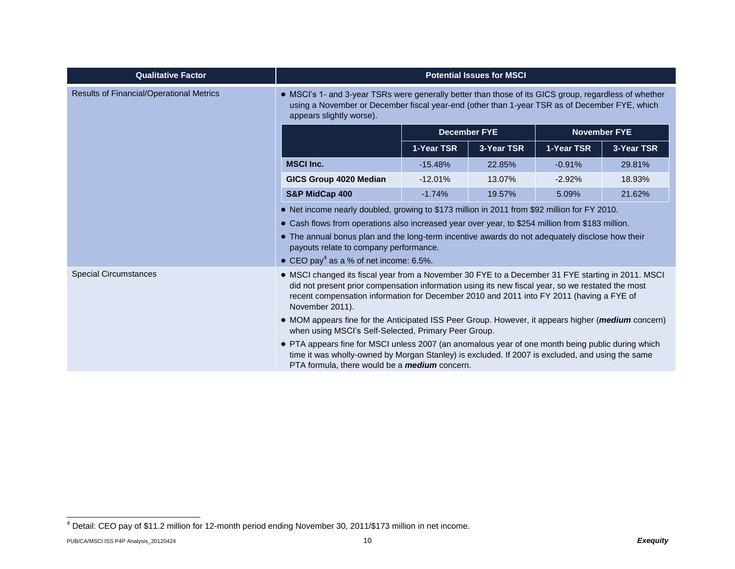| Qualitative Factor | Potential Issues for MSCI |
|---|---|
| Results of Financial/Operational Metrics | • MSCI's 1- and 3-year TSRs were generally better than those of its GICS group, regardless of whether using a November or December fiscal year-end (other than 1-year TSR as of December FYE, which appears slightly worse). |

| | December FYE | | November FYE | |
|---|---|---|---|---|
| | 1-Year TSR | 3-Year TSR | 1-Year TSR | 3-Year TSR |
| **MSCI Inc.** | -15.48% | 22.85% | -0.91% | 29.81% |
| **GICS Group 4020 Median** | -12.01% | 13.07% | -2.92% | 18.93% |
| **S&P MidCap 400** | -1.74% | 19.57% | 5.09% | 21.62% |

| Qualitative Factor | Potential Issues for MSCI |
|---|---|
| Results of Financial/Operational Metrics (continued) | • Net income nearly doubled, growing to $173 million in 2011 from $92 million for FY 2010.<br>• Cash flows from operations also increased year over year, to $254 million from $183 million.<br>• The annual bonus plan and the long-term incentive awards do not adequately disclose how their payouts relate to company performance.<br>• CEO pay[4] as a % of net income: 6.5%. |
| Special Circumstances | • MSCI changed its fiscal year from a November 30 FYE to a December 31 FYE starting in 2011. MSCI did not present prior compensation information using its new fiscal year, so we restated the most recent compensation information for December 2010 and 2011 into FY 2011 (having a FYE of November 2011).<br>• MOM appears fine for the Anticipated ISS Peer Group. However, it appears higher (***medium*** concern) when using MSCI's Self-Selected, Primary Peer Group.<br>• PTA appears fine for MSCI unless 2007 (an anomalous year of one month being public during which time it was wholly-owned by Morgan Stanley) is excluded. If 2007 is excluded, and using the same PTA formula, there would be a ***medium*** concern. |

[4] Detail: CEO pay of $11.2 million for 12-month period ending November 30, 2011/$173 million in net income.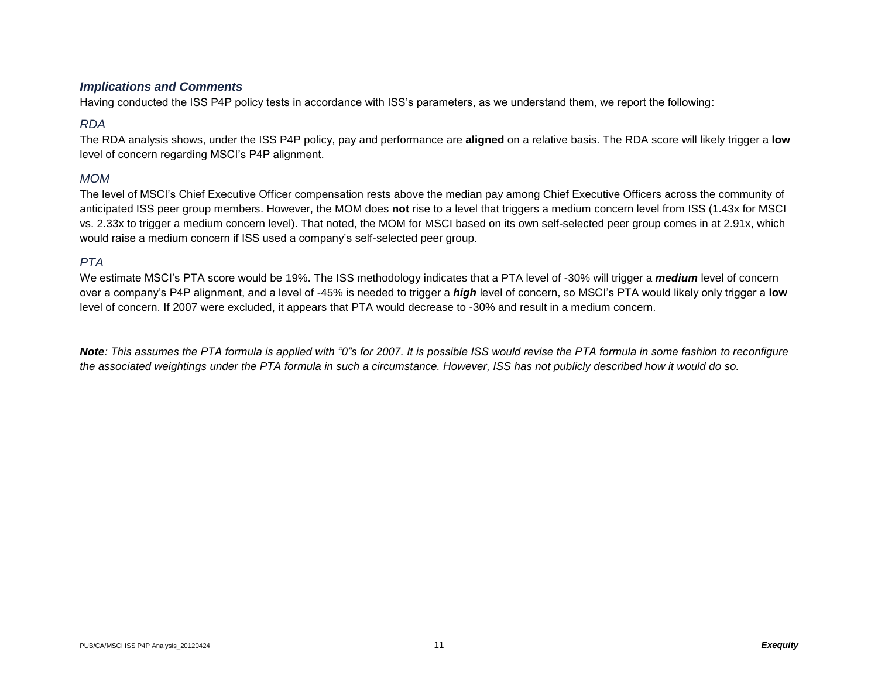### *Implications and Comments*

Having conducted the ISS P4P policy tests in accordance with ISS's parameters, as we understand them, we report the following:

#### *RDA*

The RDA analysis shows, under the ISS P4P policy, pay and performance are **aligned** on a relative basis. The RDA score will likely trigger a **low** level of concern regarding MSCI's P4P alignment.

#### *MOM*

The level of MSCI's Chief Executive Officer compensation rests above the median pay among Chief Executive Officers across the community of anticipated ISS peer group members. However, the MOM does **not** rise to a level that triggers a medium concern level from ISS (1.43x for MSCI vs. 2.33x to trigger a medium concern level). That noted, the MOM for MSCI based on its own self-selected peer group comes in at 2.91x, which would raise a medium concern if ISS used a company's self-selected peer group.

#### *PTA*

We estimate MSCI's PTA score would be 19%. The ISS methodology indicates that a PTA level of -30% will trigger a ***medium*** level of concern over a company's P4P alignment, and a level of -45% is needed to trigger a ***high*** level of concern, so MSCI's PTA would likely only trigger a **low** level of concern. If 2007 were excluded, it appears that PTA would decrease to -30% and result in a medium concern.

***Note**: This assumes the PTA formula is applied with "0"s for 2007. It is possible ISS would revise the PTA formula in some fashion to reconfigure the associated weightings under the PTA formula in such a circumstance. However, ISS has not publicly described how it would do so.*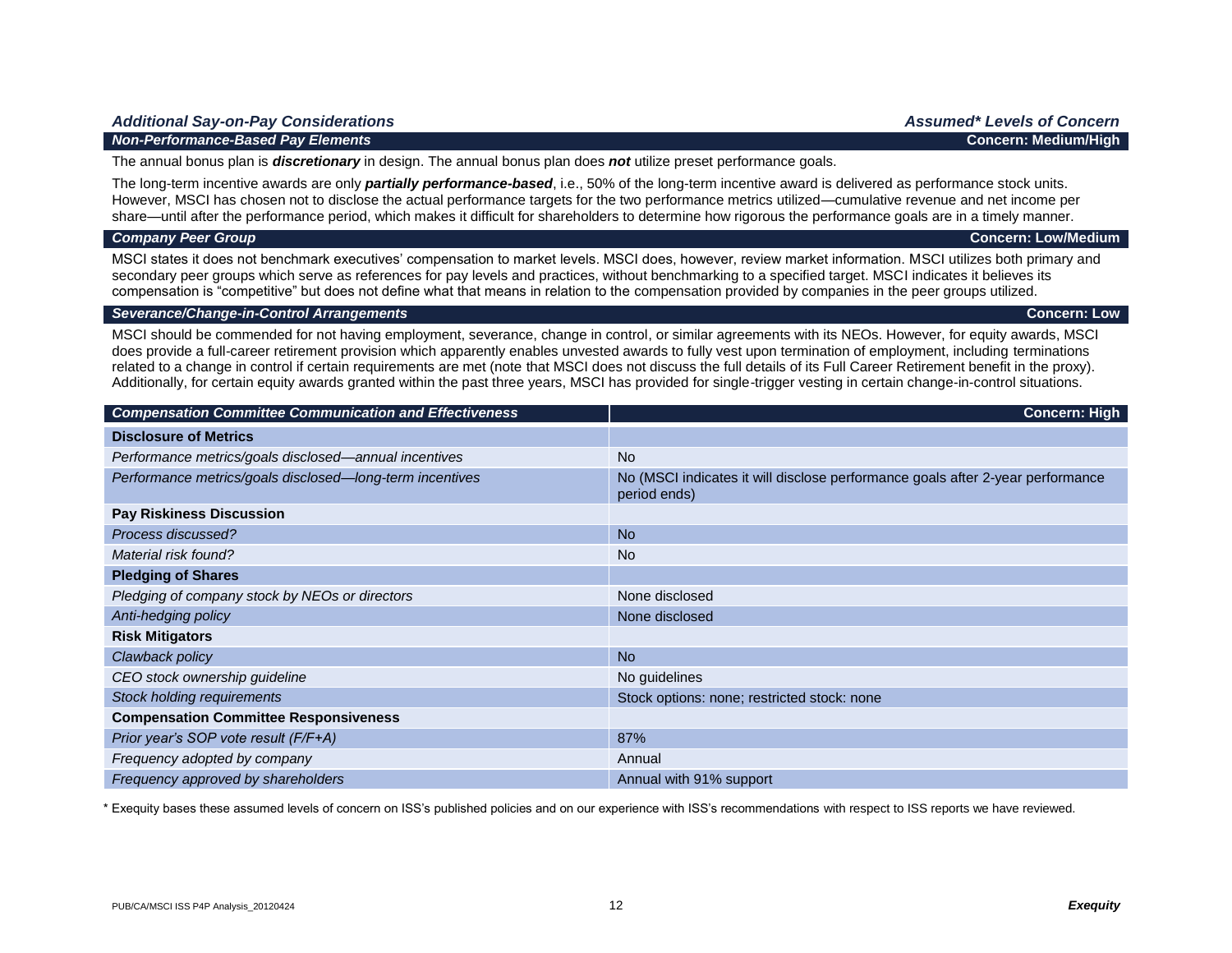### *Additional Say-on-Pay Considerations* — *Assumed\* Levels of Concern*

#### *Non-Performance-Based Pay Elements* — Concern: Medium/High

The annual bonus plan is ***discretionary*** in design. The annual bonus plan does ***not*** utilize preset performance goals.

The long-term incentive awards are only ***partially performance-based***, i.e., 50% of the long-term incentive award is delivered as performance stock units. However, MSCI has chosen not to disclose the actual performance targets for the two performance metrics utilized—cumulative revenue and net income per share—until after the performance period, which makes it difficult for shareholders to determine how rigorous the performance goals are in a timely manner.

#### *Company Peer Group* — Concern: Low/Medium

MSCI states it does not benchmark executives' compensation to market levels. MSCI does, however, review market information. MSCI utilizes both primary and secondary peer groups which serve as references for pay levels and practices, without benchmarking to a specified target. MSCI indicates it believes its compensation is "competitive" but does not define what that means in relation to the compensation provided by companies in the peer groups utilized.

#### *Severance/Change-in-Control Arrangements* — Concern: Low

MSCI should be commended for not having employment, severance, change in control, or similar agreements with its NEOs. However, for equity awards, MSCI does provide a full-career retirement provision which apparently enables unvested awards to fully vest upon termination of employment, including terminations related to a change in control if certain requirements are met (note that MSCI does not discuss the full details of its Full Career Retirement benefit in the proxy). Additionally, for certain equity awards granted within the past three years, MSCI has provided for single-trigger vesting in certain change-in-control situations.

| *Compensation Committee Communication and Effectiveness* | Concern: High |
|---|---|
| **Disclosure of Metrics** | |
| *Performance metrics/goals disclosed—annual incentives* | No |
| *Performance metrics/goals disclosed—long-term incentives* | No (MSCI indicates it will disclose performance goals after 2-year performance period ends) |
| **Pay Riskiness Discussion** | |
| *Process discussed?* | No |
| *Material risk found?* | No |
| **Pledging of Shares** | |
| *Pledging of company stock by NEOs or directors* | None disclosed |
| *Anti-hedging policy* | None disclosed |
| **Risk Mitigators** | |
| *Clawback policy* | No |
| *CEO stock ownership guideline* | No guidelines |
| *Stock holding requirements* | Stock options: none; restricted stock: none |
| **Compensation Committee Responsiveness** | |
| *Prior year's SOP vote result (F/F+A)* | 87% |
| *Frequency adopted by company* | Annual |
| *Frequency approved by shareholders* | Annual with 91% support |

\* Exequity bases these assumed levels of concern on ISS's published policies and on our experience with ISS's recommendations with respect to ISS reports we have reviewed.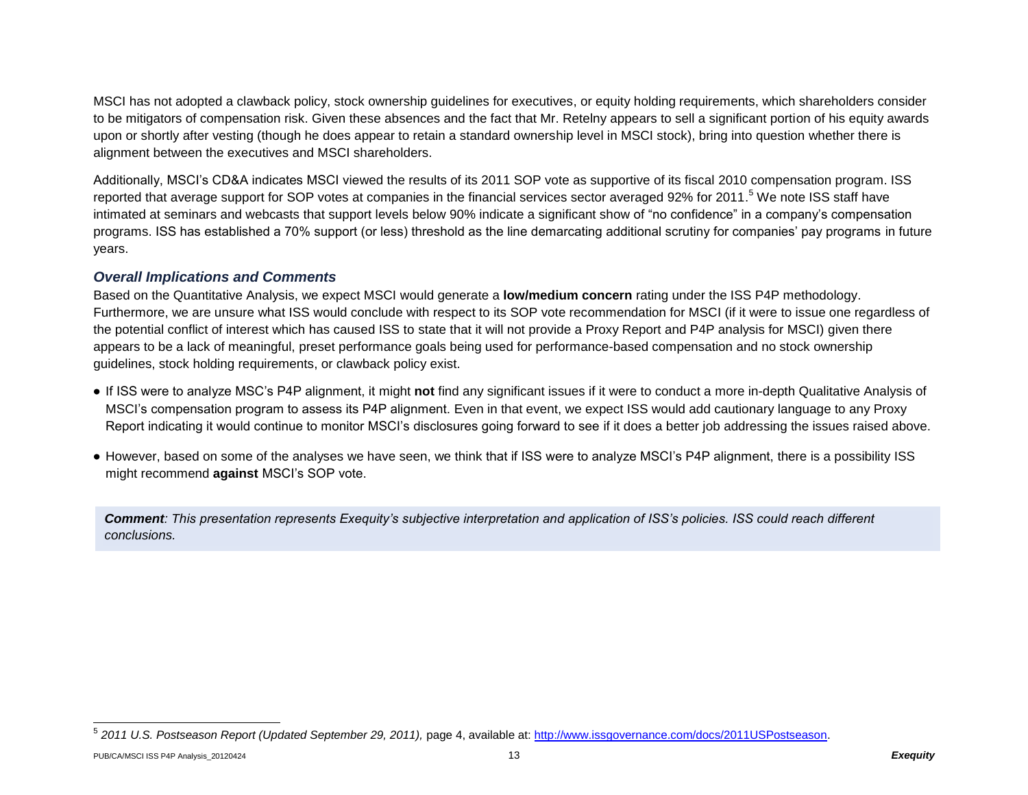MSCI has not adopted a clawback policy, stock ownership guidelines for executives, or equity holding requirements, which shareholders consider to be mitigators of compensation risk. Given these absences and the fact that Mr. Retelny appears to sell a significant portion of his equity awards upon or shortly after vesting (though he does appear to retain a standard ownership level in MSCI stock), bring into question whether there is alignment between the executives and MSCI shareholders.

Additionally, MSCI's CD&A indicates MSCI viewed the results of its 2011 SOP vote as supportive of its fiscal 2010 compensation program. ISS reported that average support for SOP votes at companies in the financial services sector averaged 92% for 2011.[5] We note ISS staff have intimated at seminars and webcasts that support levels below 90% indicate a significant show of "no confidence" in a company's compensation programs. ISS has established a 70% support (or less) threshold as the line demarcating additional scrutiny for companies' pay programs in future years.

### *Overall Implications and Comments*

Based on the Quantitative Analysis, we expect MSCI would generate a **low/medium concern** rating under the ISS P4P methodology. Furthermore, we are unsure what ISS would conclude with respect to its SOP vote recommendation for MSCI (if it were to issue one regardless of the potential conflict of interest which has caused ISS to state that it will not provide a Proxy Report and P4P analysis for MSCI) given there appears to be a lack of meaningful, preset performance goals being used for performance-based compensation and no stock ownership guidelines, stock holding requirements, or clawback policy exist.

- If ISS were to analyze MSC's P4P alignment, it might **not** find any significant issues if it were to conduct a more in-depth Qualitative Analysis of MSCI's compensation program to assess its P4P alignment. Even in that event, we expect ISS would add cautionary language to any Proxy Report indicating it would continue to monitor MSCI's disclosures going forward to see if it does a better job addressing the issues raised above.
- However, based on some of the analyses we have seen, we think that if ISS were to analyze MSCI's P4P alignment, there is a possibility ISS might recommend **against** MSCI's SOP vote.

> ***Comment**: This presentation represents Exequity's subjective interpretation and application of ISS's policies. ISS could reach different conclusions.*

[5] *2011 U.S. Postseason Report (Updated September 29, 2011),* page 4, available at: [http://www.issgovernance.com/docs/2011USPostseason](http://www.issgovernance.com/docs/2011USPostseason).